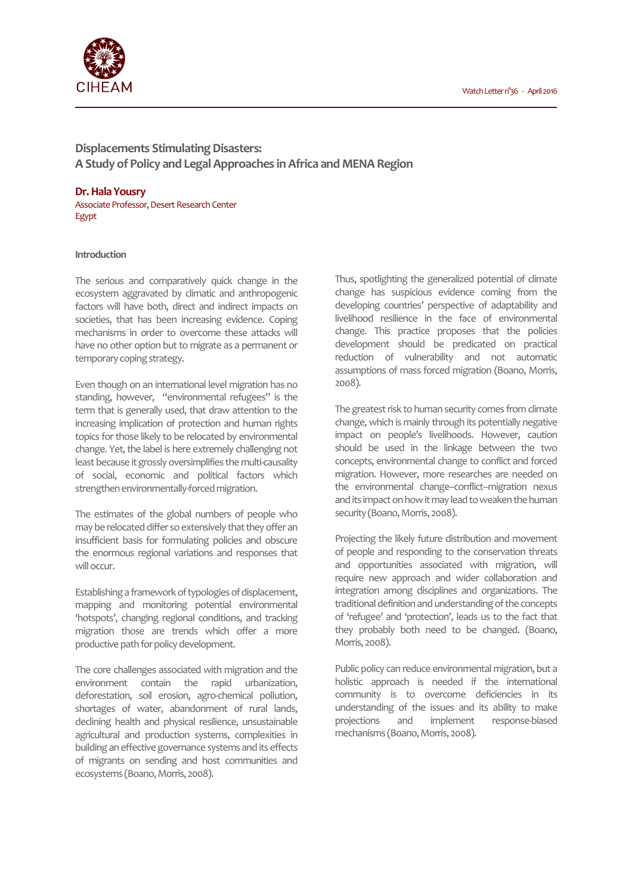# Displacements Stimulating Disasters: A Study of Policy and Legal Approaches in Africa and MENA Region

**Dr. Hala Yousry**
Associate Professor, Desert Research Center
Egypt

## Introduction

The serious and comparatively quick change in the ecosystem aggravated by climatic and anthropogenic factors will have both, direct and indirect impacts on societies, that has been increasing evidence. Coping mechanisms in order to overcome these attacks will have no other option but to migrate as a permanent or temporary coping strategy.

Even though on an international level migration has no standing, however, "environmental refugees" is the term that is generally used, that draw attention to the increasing implication of protection and human rights topics for those likely to be relocated by environmental change. Yet, the label is here extremely challenging not least because it grossly oversimplifies the multi-causality of social, economic and political factors which strengthen environmentally-forced migration.

The estimates of the global numbers of people who may be relocated differ so extensively that they offer an insufficient basis for formulating policies and obscure the enormous regional variations and responses that will occur.

Establishing a framework of typologies of displacement, mapping and monitoring potential environmental 'hotspots', changing regional conditions, and tracking migration those are trends which offer a more productive path for policy development.

The core challenges associated with migration and the environment contain the rapid urbanization, deforestation, soil erosion, agro-chemical pollution, shortages of water, abandonment of rural lands, declining health and physical resilience, unsustainable agricultural and production systems, complexities in building an effective governance systems and its effects of migrants on sending and host communities and ecosystems (Boano, Morris, 2008).

Thus, spotlighting the generalized potential of climate change has suspicious evidence coming from the developing countries' perspective of adaptability and livelihood resilience in the face of environmental change. This practice proposes that the policies development should be predicated on practical reduction of vulnerability and not automatic assumptions of mass forced migration (Boano, Morris, 2008).

The greatest risk to human security comes from climate change, which is mainly through its potentially negative impact on people's livelihoods. However, caution should be used in the linkage between the two concepts, environmental change to conflict and forced migration. However, more researches are needed on the environmental change–conflict–migration nexus and its impact on how it may lead to weaken the human security (Boano, Morris, 2008).

Projecting the likely future distribution and movement of people and responding to the conservation threats and opportunities associated with migration, will require new approach and wider collaboration and integration among disciplines and organizations. The traditional definition and understanding of the concepts of 'refugee' and 'protection', leads us to the fact that they probably both need to be changed. (Boano, Morris, 2008).

Public policy can reduce environmental migration, but a holistic approach is needed if the international community is to overcome deficiencies in its understanding of the issues and its ability to make projections and implement response-biased mechanisms (Boano, Morris, 2008).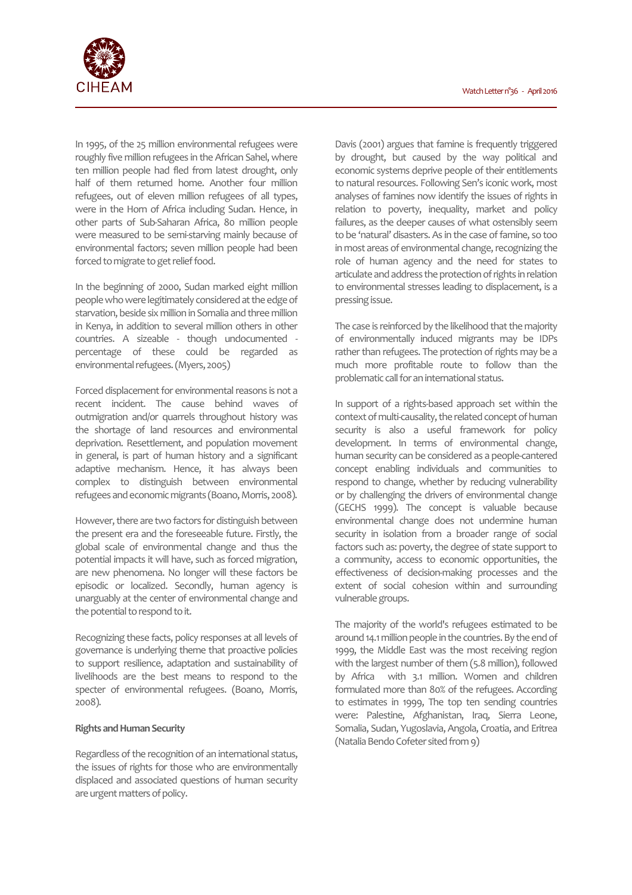In 1995, of the 25 million environmental refugees were roughly five million refugees in the African Sahel, where ten million people had fled from latest drought, only half of them returned home. Another four million refugees, out of eleven million refugees of all types, were in the Horn of Africa including Sudan. Hence, in other parts of Sub-Saharan Africa, 80 million people were measured to be semi-starving mainly because of environmental factors; seven million people had been forced to migrate to get relief food.

In the beginning of 2000, Sudan marked eight million people who were legitimately considered at the edge of starvation, beside six million in Somalia and three million in Kenya, in addition to several million others in other countries. A sizeable - though undocumented - percentage of these could be regarded as environmental refugees. (Myers, 2005)

Forced displacement for environmental reasons is not a recent incident. The cause behind waves of outmigration and/or quarrels throughout history was the shortage of land resources and environmental deprivation. Resettlement, and population movement in general, is part of human history and a significant adaptive mechanism. Hence, it has always been complex to distinguish between environmental refugees and economic migrants (Boano, Morris, 2008).

However, there are two factors for distinguish between the present era and the foreseeable future. Firstly, the global scale of environmental change and thus the potential impacts it will have, such as forced migration, are new phenomena. No longer will these factors be episodic or localized. Secondly, human agency is unarguably at the center of environmental change and the potential to respond to it.

Recognizing these facts, policy responses at all levels of governance is underlying theme that proactive policies to support resilience, adaptation and sustainability of livelihoods are the best means to respond to the specter of environmental refugees. (Boano, Morris, 2008).

**Rights and Human Security**

Regardless of the recognition of an international status, the issues of rights for those who are environmentally displaced and associated questions of human security are urgent matters of policy.

Davis (2001) argues that famine is frequently triggered by drought, but caused by the way political and economic systems deprive people of their entitlements to natural resources. Following Sen's iconic work, most analyses of famines now identify the issues of rights in relation to poverty, inequality, market and policy failures, as the deeper causes of what ostensibly seem to be 'natural' disasters. As in the case of famine, so too in most areas of environmental change, recognizing the role of human agency and the need for states to articulate and address the protection of rights in relation to environmental stresses leading to displacement, is a pressing issue.

The case is reinforced by the likelihood that the majority of environmentally induced migrants may be IDPs rather than refugees. The protection of rights may be a much more profitable route to follow than the problematic call for an international status.

In support of a rights-based approach set within the context of multi-causality, the related concept of human security is also a useful framework for policy development. In terms of environmental change, human security can be considered as a people-cantered concept enabling individuals and communities to respond to change, whether by reducing vulnerability or by challenging the drivers of environmental change (GECHS 1999). The concept is valuable because environmental change does not undermine human security in isolation from a broader range of social factors such as: poverty, the degree of state support to a community, access to economic opportunities, the effectiveness of decision-making processes and the extent of social cohesion within and surrounding vulnerable groups.

The majority of the world's refugees estimated to be around 14.1 million people in the countries. By the end of 1999, the Middle East was the most receiving region with the largest number of them (5.8 million), followed by Africa with 3.1 million. Women and children formulated more than 80% of the refugees. According to estimates in 1999, The top ten sending countries were: Palestine, Afghanistan, Iraq, Sierra Leone, Somalia, Sudan, Yugoslavia, Angola, Croatia, and Eritrea (Natalia Bendo Cofeter sited from 9)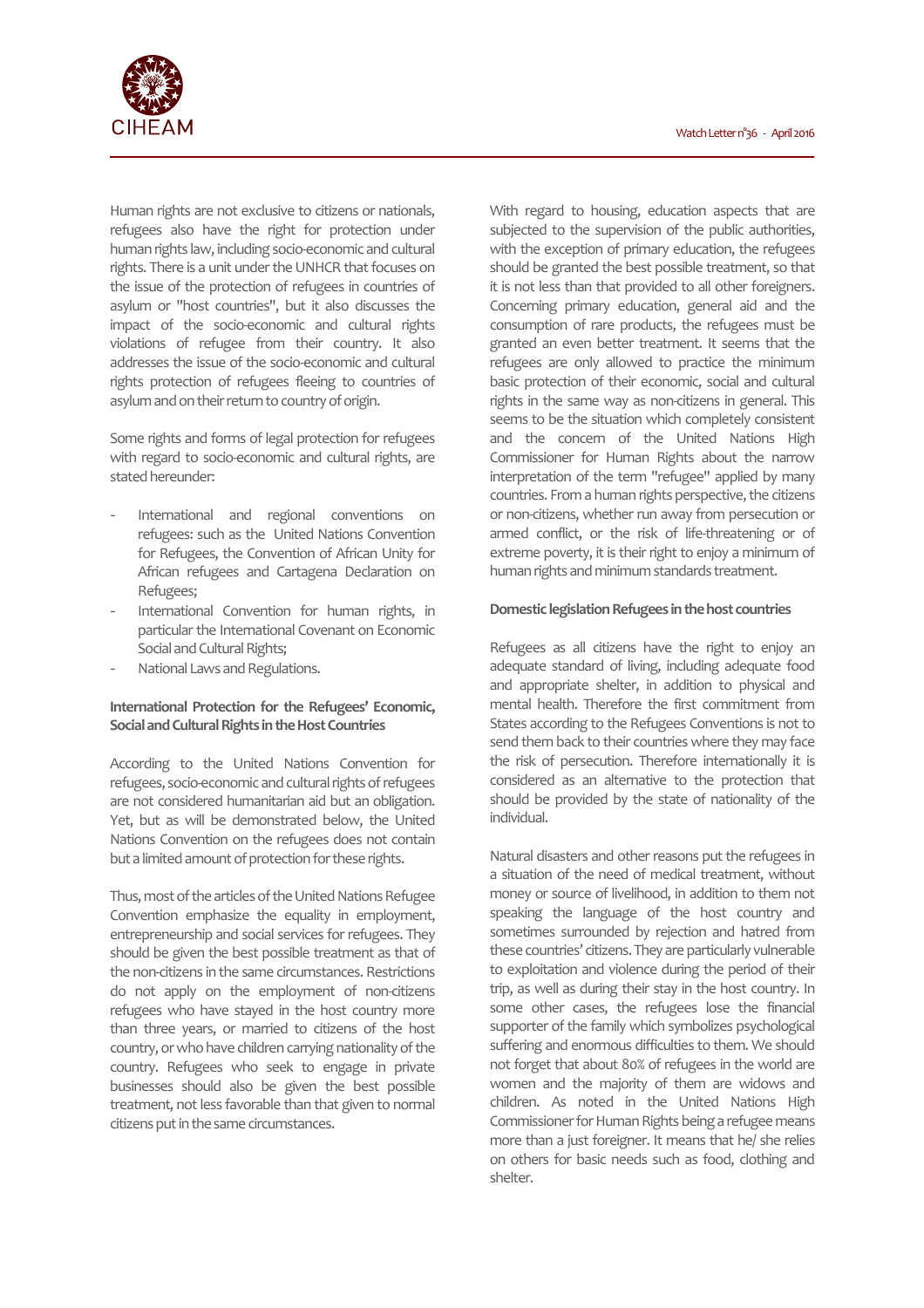Human rights are not exclusive to citizens or nationals, refugees also have the right for protection under human rights law, including socio-economic and cultural rights. There is a unit under the UNHCR that focuses on the issue of the protection of refugees in countries of asylum or "host countries", but it also discusses the impact of the socio-economic and cultural rights violations of refugee from their country. It also addresses the issue of the socio-economic and cultural rights protection of refugees fleeing to countries of asylum and on their return to country of origin.

Some rights and forms of legal protection for refugees with regard to socio-economic and cultural rights, are stated hereunder:

- International and regional conventions on refugees: such as the United Nations Convention for Refugees, the Convention of African Unity for African refugees and Cartagena Declaration on Refugees;
- International Convention for human rights, in particular the International Covenant on Economic Social and Cultural Rights;
- National Laws and Regulations.

**International Protection for the Refugees' Economic, Social and Cultural Rights in the Host Countries**

According to the United Nations Convention for refugees, socio-economic and cultural rights of refugees are not considered humanitarian aid but an obligation. Yet, but as will be demonstrated below, the United Nations Convention on the refugees does not contain but a limited amount of protection for these rights.

Thus, most of the articles of the United Nations Refugee Convention emphasize the equality in employment, entrepreneurship and social services for refugees. They should be given the best possible treatment as that of the non-citizens in the same circumstances. Restrictions do not apply on the employment of non-citizens refugees who have stayed in the host country more than three years, or married to citizens of the host country, or who have children carrying nationality of the country. Refugees who seek to engage in private businesses should also be given the best possible treatment, not less favorable than that given to normal citizens put in the same circumstances.

With regard to housing, education aspects that are subjected to the supervision of the public authorities, with the exception of primary education, the refugees should be granted the best possible treatment, so that it is not less than that provided to all other foreigners. Concerning primary education, general aid and the consumption of rare products, the refugees must be granted an even better treatment. It seems that the refugees are only allowed to practice the minimum basic protection of their economic, social and cultural rights in the same way as non-citizens in general. This seems to be the situation which completely consistent and the concern of the United Nations High Commissioner for Human Rights about the narrow interpretation of the term "refugee" applied by many countries. From a human rights perspective, the citizens or non-citizens, whether run away from persecution or armed conflict, or the risk of life-threatening or of extreme poverty, it is their right to enjoy a minimum of human rights and minimum standards treatment.

**Domestic legislation Refugees in the host countries**

Refugees as all citizens have the right to enjoy an adequate standard of living, including adequate food and appropriate shelter, in addition to physical and mental health. Therefore the first commitment from States according to the Refugees Conventions is not to send them back to their countries where they may face the risk of persecution. Therefore internationally it is considered as an alternative to the protection that should be provided by the state of nationality of the individual.

Natural disasters and other reasons put the refugees in a situation of the need of medical treatment, without money or source of livelihood, in addition to them not speaking the language of the host country and sometimes surrounded by rejection and hatred from these countries' citizens. They are particularly vulnerable to exploitation and violence during the period of their trip, as well as during their stay in the host country. In some other cases, the refugees lose the financial supporter of the family which symbolizes psychological suffering and enormous difficulties to them. We should not forget that about 80% of refugees in the world are women and the majority of them are widows and children. As noted in the United Nations High Commissioner for Human Rights being a refugee means more than a just foreigner. It means that he/ she relies on others for basic needs such as food, clothing and shelter.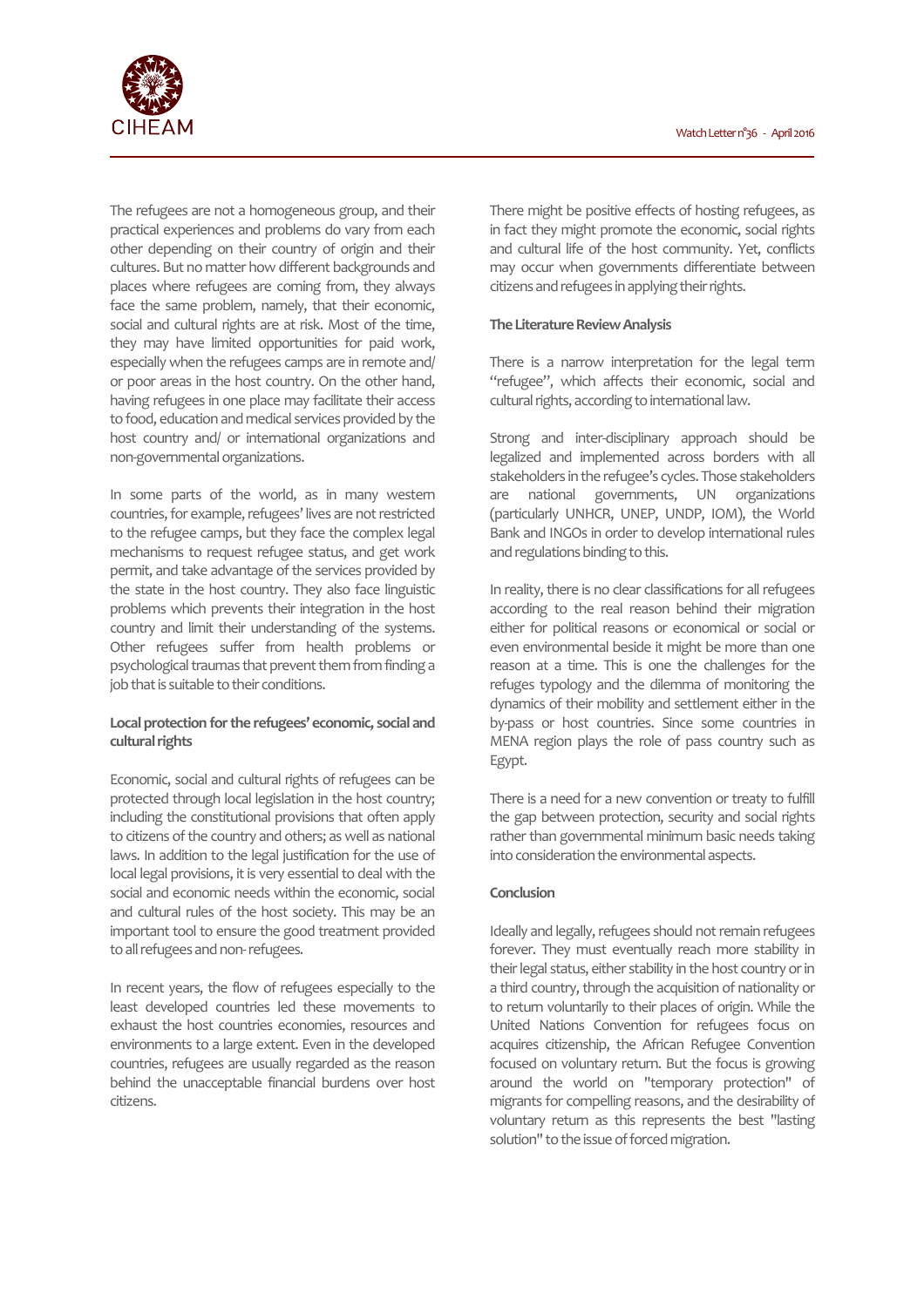The refugees are not a homogeneous group, and their practical experiences and problems do vary from each other depending on their country of origin and their cultures. But no matter how different backgrounds and places where refugees are coming from, they always face the same problem, namely, that their economic, social and cultural rights are at risk. Most of the time, they may have limited opportunities for paid work, especially when the refugees camps are in remote and/ or poor areas in the host country. On the other hand, having refugees in one place may facilitate their access to food, education and medical services provided by the host country and/ or international organizations and non-governmental organizations.

In some parts of the world, as in many western countries, for example, refugees' lives are not restricted to the refugee camps, but they face the complex legal mechanisms to request refugee status, and get work permit, and take advantage of the services provided by the state in the host country. They also face linguistic problems which prevents their integration in the host country and limit their understanding of the systems. Other refugees suffer from health problems or psychological traumas that prevent them from finding a job that is suitable to their conditions.

**Local protection for the refugees' economic, social and cultural rights**

Economic, social and cultural rights of refugees can be protected through local legislation in the host country; including the constitutional provisions that often apply to citizens of the country and others; as well as national laws. In addition to the legal justification for the use of local legal provisions, it is very essential to deal with the social and economic needs within the economic, social and cultural rules of the host society. This may be an important tool to ensure the good treatment provided to all refugees and non- refugees.

In recent years, the flow of refugees especially to the least developed countries led these movements to exhaust the host countries economies, resources and environments to a large extent. Even in the developed countries, refugees are usually regarded as the reason behind the unacceptable financial burdens over host citizens.

There might be positive effects of hosting refugees, as in fact they might promote the economic, social rights and cultural life of the host community. Yet, conflicts may occur when governments differentiate between citizens and refugees in applying their rights.

**The Literature Review Analysis**

There is a narrow interpretation for the legal term "refugee", which affects their economic, social and cultural rights, according to international law.

Strong and inter-disciplinary approach should be legalized and implemented across borders with all stakeholders in the refugee's cycles. Those stakeholders are national governments, UN organizations (particularly UNHCR, UNEP, UNDP, IOM), the World Bank and INGOs in order to develop international rules and regulations binding to this.

In reality, there is no clear classifications for all refugees according to the real reason behind their migration either for political reasons or economical or social or even environmental beside it might be more than one reason at a time. This is one the challenges for the refuges typology and the dilemma of monitoring the dynamics of their mobility and settlement either in the by-pass or host countries. Since some countries in MENA region plays the role of pass country such as Egypt.

There is a need for a new convention or treaty to fulfill the gap between protection, security and social rights rather than governmental minimum basic needs taking into consideration the environmental aspects.

**Conclusion**

Ideally and legally, refugees should not remain refugees forever. They must eventually reach more stability in their legal status, either stability in the host country or in a third country, through the acquisition of nationality or to return voluntarily to their places of origin. While the United Nations Convention for refugees focus on acquires citizenship, the African Refugee Convention focused on voluntary return. But the focus is growing around the world on "temporary protection" of migrants for compelling reasons, and the desirability of voluntary return as this represents the best "lasting solution" to the issue of forced migration.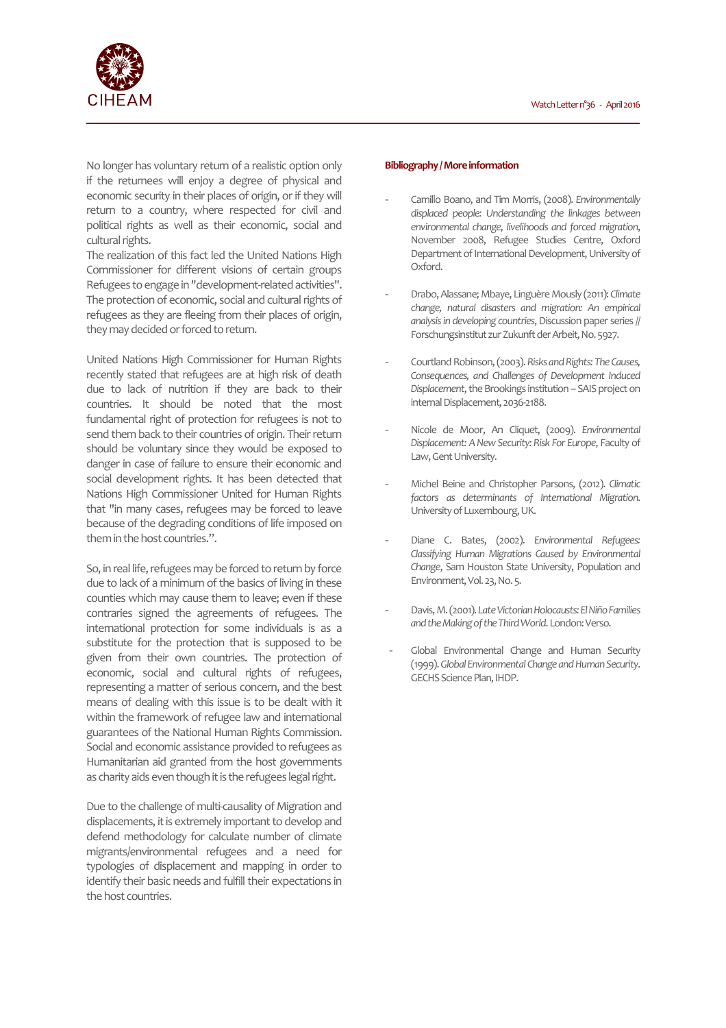No longer has voluntary return of a realistic option only if the returnees will enjoy a degree of physical and economic security in their places of origin, or if they will return to a country, where respected for civil and political rights as well as their economic, social and cultural rights.

The realization of this fact led the United Nations High Commissioner for different visions of certain groups Refugees to engage in "development-related activities". The protection of economic, social and cultural rights of refugees as they are fleeing from their places of origin, they may decided or forced to return.

United Nations High Commissioner for Human Rights recently stated that refugees are at high risk of death due to lack of nutrition if they are back to their countries. It should be noted that the most fundamental right of protection for refugees is not to send them back to their countries of origin. Their return should be voluntary since they would be exposed to danger in case of failure to ensure their economic and social development rights. It has been detected that Nations High Commissioner United for Human Rights that "in many cases, refugees may be forced to leave because of the degrading conditions of life imposed on them in the host countries.".

So, in real life, refugees may be forced to return by force due to lack of a minimum of the basics of living in these counties which may cause them to leave; even if these contraries signed the agreements of refugees. The international protection for some individuals is as a substitute for the protection that is supposed to be given from their own countries. The protection of economic, social and cultural rights of refugees, representing a matter of serious concern, and the best means of dealing with this issue is to be dealt with it within the framework of refugee law and international guarantees of the National Human Rights Commission. Social and economic assistance provided to refugees as Humanitarian aid granted from the host governments as charity aids even though it is the refugees legal right.

Due to the challenge of multi-causality of Migration and displacements, it is extremely important to develop and defend methodology for calculate number of climate migrants/environmental refugees and a need for typologies of displacement and mapping in order to identify their basic needs and fulfill their expectations in the host countries.

**Bibliography / More information**

- Camillo Boano, and Tim Morris, (2008). *Environmentally displaced people: Understanding the linkages between environmental change, livelihoods and forced migration*, November 2008, Refugee Studies Centre, Oxford Department of International Development, University of Oxford.

- Drabo, Alassane; Mbaye, Linguère Mously (2011): *Climate change, natural disasters and migration: An empirical analysis in developing countries*, Discussion paper series // Forschungsinstitut zur Zukunft der Arbeit, No. 5927.

- Courtland Robinson, (2003). *Risks and Rights: The Causes, Consequences, and Challenges of Development Induced Displacement*, the Brookings institution – SAIS project on internal Displacement, 2036-2188.

- Nicole de Moor, An Cliquet, (2009). *Environmental Displacement: A New Security: Risk For Europe*, Faculty of Law, Gent University.

- Michel Beine and Christopher Parsons, (2012). *Climatic factors as determinants of International Migration*. University of Luxembourg, UK.

- Diane C. Bates, (2002). *Environmental Refugees: Classifying Human Migrations Caused by Environmental Change*, Sam Houston State University, Population and Environment, Vol. 23, No. 5.

- Davis, M. (2001). *Late Victorian Holocausts: El Niño Families and the Making of the Third World*. London: Verso.

- Global Environmental Change and Human Security (1999). *Global Environmental Change and Human Security*. GECHS Science Plan, IHDP.